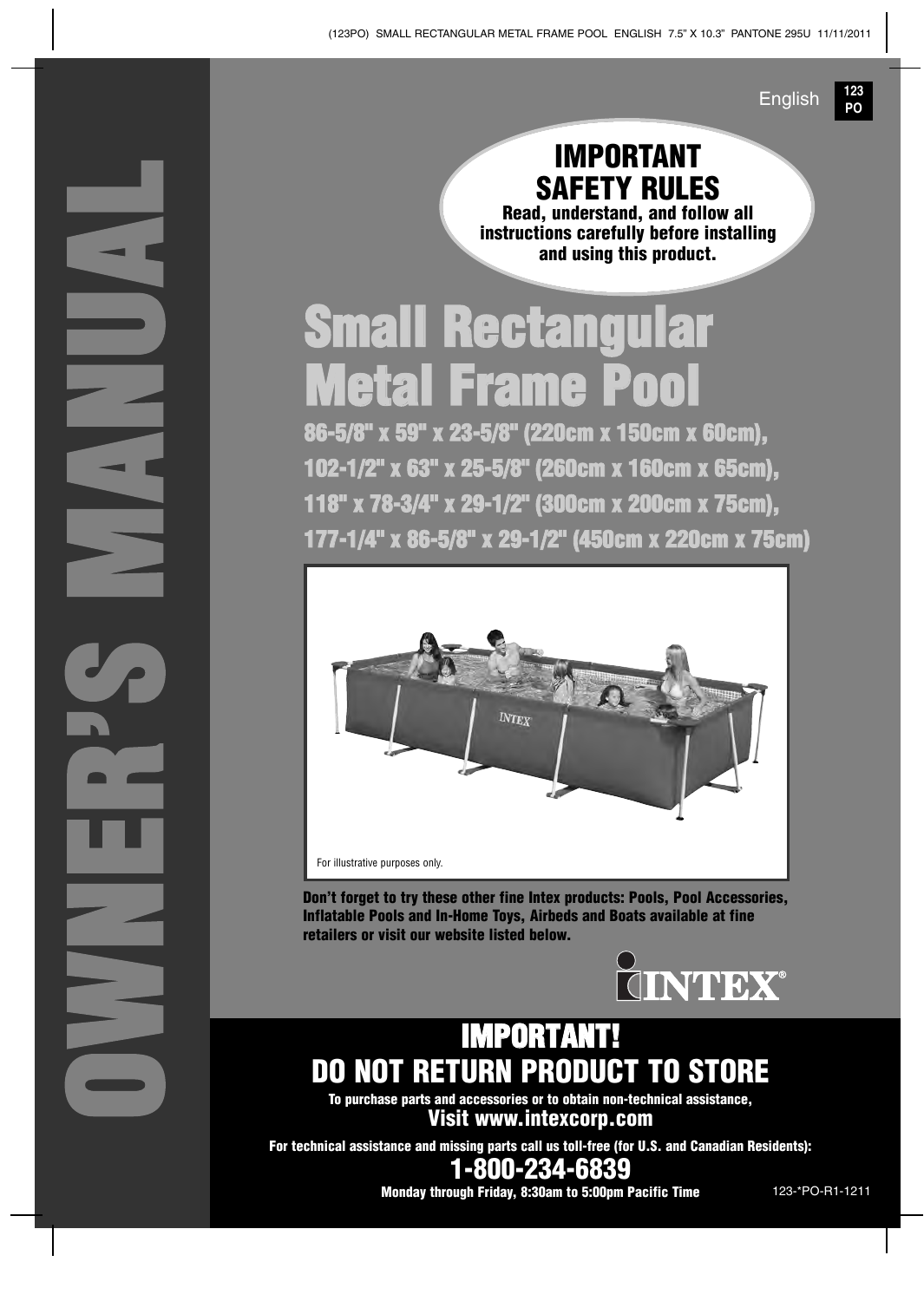OWNER'S MANUAL

English **123 PO**

## IMPORTANT SAFETY RULES

**Read, understand, and follow all instructions carefully before installing and using this product.**

# Small Rectangular Metal Frame Pool

**86-5/8" x 59" x 23-5/8" (220cm x 150cm x 60cm),**
**102-1/2" x 63" x 25-5/8" (260cm x 160cm x 65cm),**
**118" x 78-3/4" x 29-1/2" (300cm x 200cm x 75cm),**
**177-1/4" x 86-5/8" x 29-1/2" (450cm x 220cm x 75cm)**

For illustrative purposes only.

**Don't forget to try these other fine Intex products: Pools, Pool Accessories, Inflatable Pools and In-Home Toys, Airbeds and Boats available at fine retailers or visit our website listed below.**

INTEX®

## IMPORTANT!
## DO NOT RETURN PRODUCT TO STORE

**To purchase parts and accessories or to obtain non-technical assistance,**

**Visit www.intexcorp.com**

**For technical assistance and missing parts call us toll-free (for U.S. and Canadian Residents):**

## 1-800-234-6839

**Monday through Friday, 8:30am to 5:00pm Pacific Time**

123-*PO-R1-1211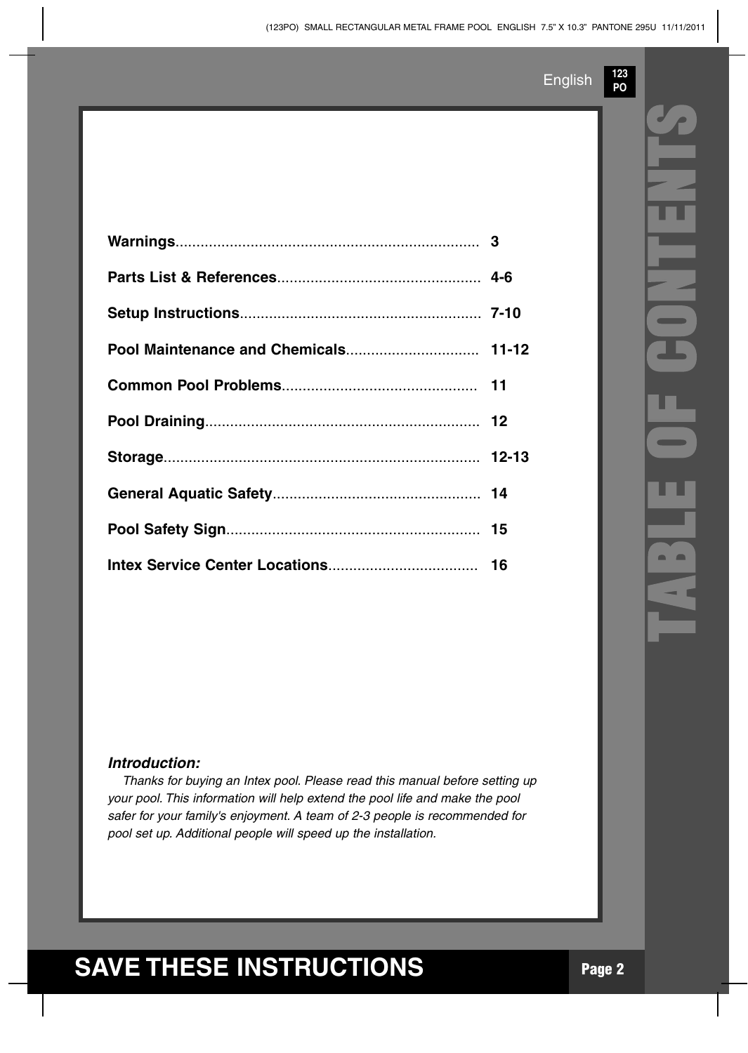# TABLE OF CONTENTS

| | |
|---|---|
| **Warnings** | 3 |
| **Parts List & References** | 4-6 |
| **Setup Instructions** | 7-10 |
| **Pool Maintenance and Chemicals** | 11-12 |
| **Common Pool Problems** | 11 |
| **Pool Draining** | 12 |
| **Storage** | 12-13 |
| **General Aquatic Safety** | 14 |
| **Pool Safety Sign** | 15 |
| **Intex Service Center Locations** | 16 |

***Introduction:***

*Thanks for buying an Intex pool. Please read this manual before setting up your pool. This information will help extend the pool life and make the pool safer for your family's enjoyment. A team of 2-3 people is recommended for pool set up. Additional people will speed up the installation.*

## SAVE THESE INSTRUCTIONS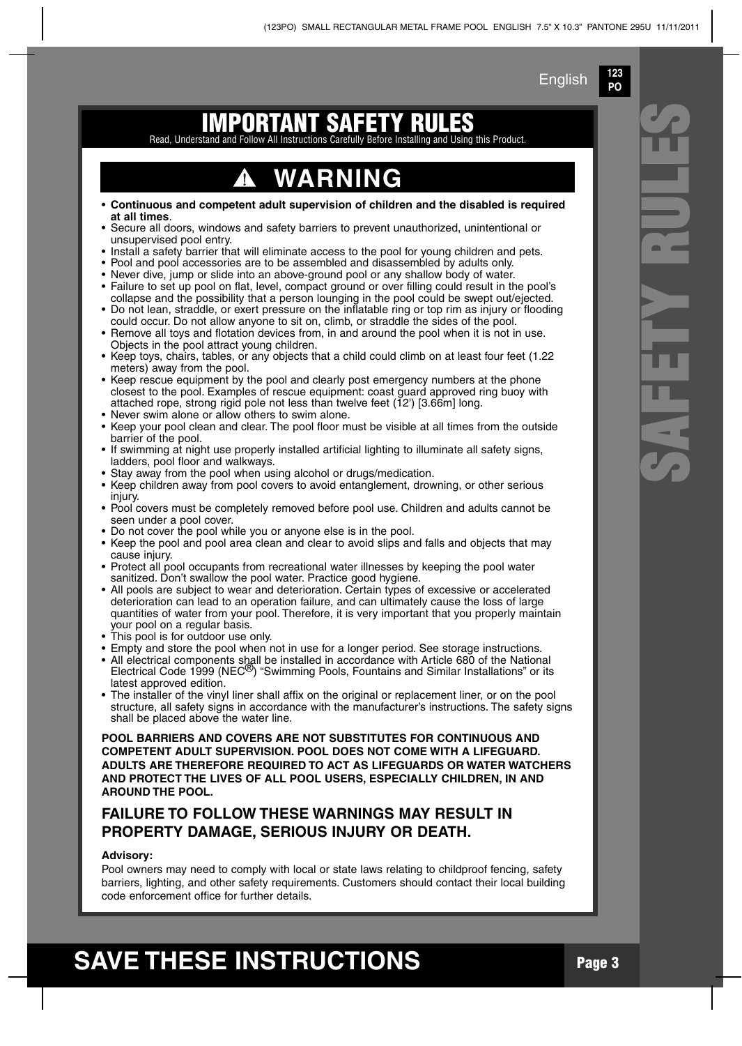# IMPORTANT SAFETY RULES

Read, Understand and Follow All Instructions Carefully Before Installing and Using this Product.

## ⚠ WARNING

- **Continuous and competent adult supervision of children and the disabled is required at all times**.
- Secure all doors, windows and safety barriers to prevent unauthorized, unintentional or unsupervised pool entry.
- Install a safety barrier that will eliminate access to the pool for young children and pets.
- Pool and pool accessories are to be assembled and disassembled by adults only.
- Never dive, jump or slide into an above-ground pool or any shallow body of water.
- Failure to set up pool on flat, level, compact ground or over filling could result in the pool's collapse and the possibility that a person lounging in the pool could be swept out/ejected.
- Do not lean, straddle, or exert pressure on the inflatable ring or top rim as injury or flooding could occur. Do not allow anyone to sit on, climb, or straddle the sides of the pool.
- Remove all toys and flotation devices from, in and around the pool when it is not in use. Objects in the pool attract young children.
- Keep toys, chairs, tables, or any objects that a child could climb on at least four feet (1.22 meters) away from the pool.
- Keep rescue equipment by the pool and clearly post emergency numbers at the phone closest to the pool. Examples of rescue equipment: coast guard approved ring buoy with attached rope, strong rigid pole not less than twelve feet (12') [3.66m] long.
- Never swim alone or allow others to swim alone.
- Keep your pool clean and clear. The pool floor must be visible at all times from the outside barrier of the pool.
- If swimming at night use properly installed artificial lighting to illuminate all safety signs, ladders, pool floor and walkways.
- Stay away from the pool when using alcohol or drugs/medication.
- Keep children away from pool covers to avoid entanglement, drowning, or other serious injury.
- Pool covers must be completely removed before pool use. Children and adults cannot be seen under a pool cover.
- Do not cover the pool while you or anyone else is in the pool.
- Keep the pool and pool area clean and clear to avoid slips and falls and objects that may cause injury.
- Protect all pool occupants from recreational water illnesses by keeping the pool water sanitized. Don't swallow the pool water. Practice good hygiene.
- All pools are subject to wear and deterioration. Certain types of excessive or accelerated deterioration can lead to an operation failure, and can ultimately cause the loss of large quantities of water from your pool. Therefore, it is very important that you properly maintain your pool on a regular basis.
- This pool is for outdoor use only.
- Empty and store the pool when not in use for a longer period. See storage instructions.
- All electrical components shall be installed in accordance with Article 680 of the National Electrical Code 1999 (NEC®) "Swimming Pools, Fountains and Similar Installations" or its latest approved edition.
- The installer of the vinyl liner shall affix on the original or replacement liner, or on the pool structure, all safety signs in accordance with the manufacturer's instructions. The safety signs shall be placed above the water line.

**POOL BARRIERS AND COVERS ARE NOT SUBSTITUTES FOR CONTINUOUS AND COMPETENT ADULT SUPERVISION. POOL DOES NOT COME WITH A LIFEGUARD. ADULTS ARE THEREFORE REQUIRED TO ACT AS LIFEGUARDS OR WATER WATCHERS AND PROTECT THE LIVES OF ALL POOL USERS, ESPECIALLY CHILDREN, IN AND AROUND THE POOL.**

### FAILURE TO FOLLOW THESE WARNINGS MAY RESULT IN PROPERTY DAMAGE, SERIOUS INJURY OR DEATH.

**Advisory:**

Pool owners may need to comply with local or state laws relating to childproof fencing, safety barriers, lighting, and other safety requirements. Customers should contact their local building code enforcement office for further details.

# SAVE THESE INSTRUCTIONS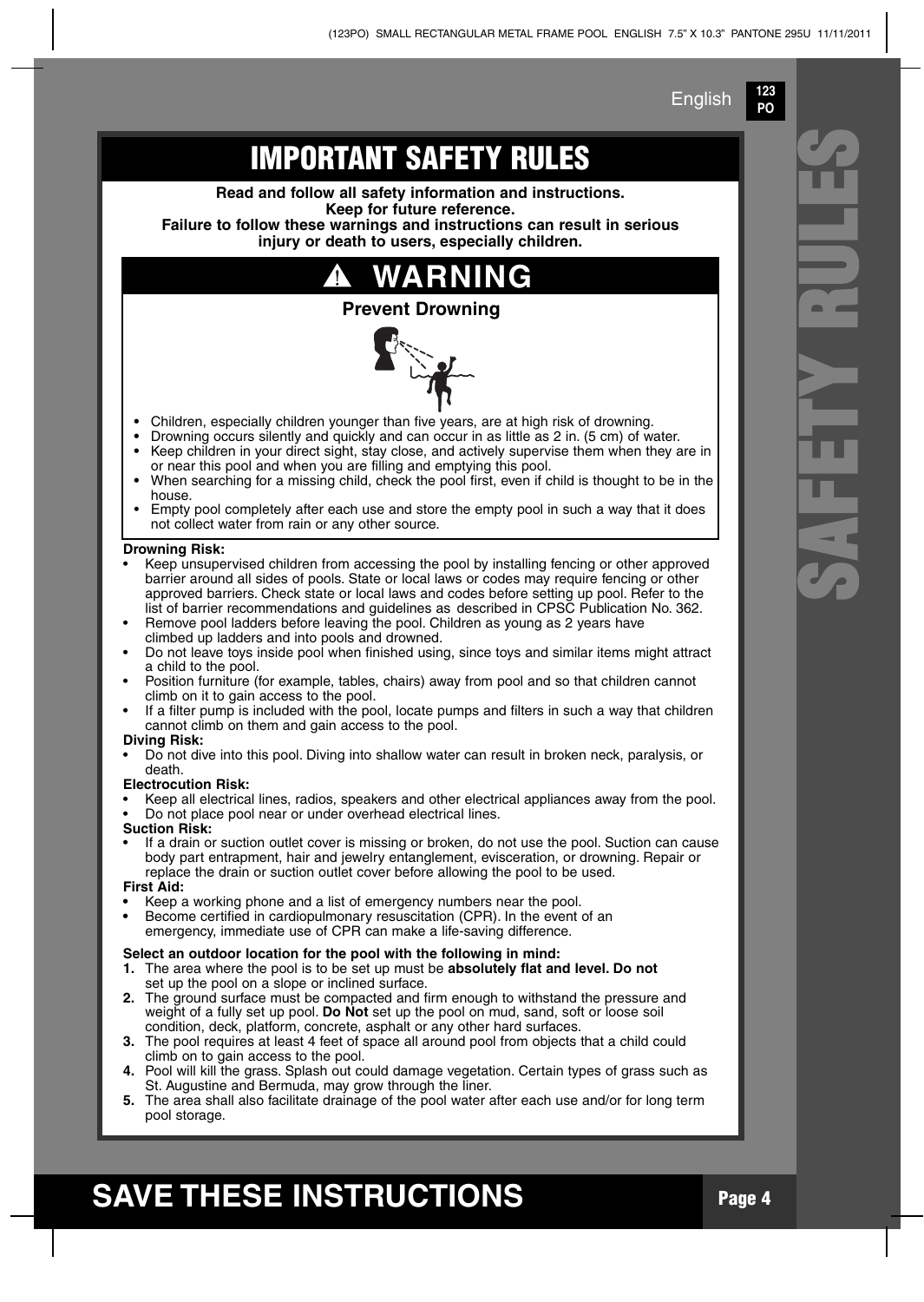# IMPORTANT SAFETY RULES

**Read and follow all safety information and instructions.**
**Keep for future reference.**
**Failure to follow these warnings and instructions can result in serious injury or death to users, especially children.**

## ⚠ WARNING

### Prevent Drowning

- Children, especially children younger than five years, are at high risk of drowning.
- Drowning occurs silently and quickly and can occur in as little as 2 in. (5 cm) of water.
- Keep children in your direct sight, stay close, and actively supervise them when they are in or near this pool and when you are filling and emptying this pool.
- When searching for a missing child, check the pool first, even if child is thought to be in the house.
- Empty pool completely after each use and store the empty pool in such a way that it does not collect water from rain or any other source.

**Drowning Risk:**

- Keep unsupervised children from accessing the pool by installing fencing or other approved barrier around all sides of pools. State or local laws or codes may require fencing or other approved barriers. Check state or local laws and codes before setting up pool. Refer to the list of barrier recommendations and guidelines as described in CPSC Publication No. 362.
- Remove pool ladders before leaving the pool. Children as young as 2 years have climbed up ladders and into pools and drowned.
- Do not leave toys inside pool when finished using, since toys and similar items might attract a child to the pool.
- Position furniture (for example, tables, chairs) away from pool and so that children cannot climb on it to gain access to the pool.
- If a filter pump is included with the pool, locate pumps and filters in such a way that children cannot climb on them and gain access to the pool.

**Diving Risk:**

- Do not dive into this pool. Diving into shallow water can result in broken neck, paralysis, or death.

**Electrocution Risk:**

- Keep all electrical lines, radios, speakers and other electrical appliances away from the pool.
- Do not place pool near or under overhead electrical lines.

**Suction Risk:**

- If a drain or suction outlet cover is missing or broken, do not use the pool. Suction can cause body part entrapment, hair and jewelry entanglement, evisceration, or drowning. Repair or replace the drain or suction outlet cover before allowing the pool to be used.

**First Aid:**

- Keep a working phone and a list of emergency numbers near the pool.
- Become certified in cardiopulmonary resuscitation (CPR). In the event of an emergency, immediate use of CPR can make a life-saving difference.

**Select an outdoor location for the pool with the following in mind:**

1. The area where the pool is to be set up must be **absolutely flat and level. Do not** set up the pool on a slope or inclined surface.
2. The ground surface must be compacted and firm enough to withstand the pressure and weight of a fully set up pool. **Do Not** set up the pool on mud, sand, soft or loose soil condition, deck, platform, concrete, asphalt or any other hard surfaces.
3. The pool requires at least 4 feet of space all around pool from objects that a child could climb on to gain access to the pool.
4. Pool will kill the grass. Splash out could damage vegetation. Certain types of grass such as St. Augustine and Bermuda, may grow through the liner.
5. The area shall also facilitate drainage of the pool water after each use and/or for long term pool storage.

# SAVE THESE INSTRUCTIONS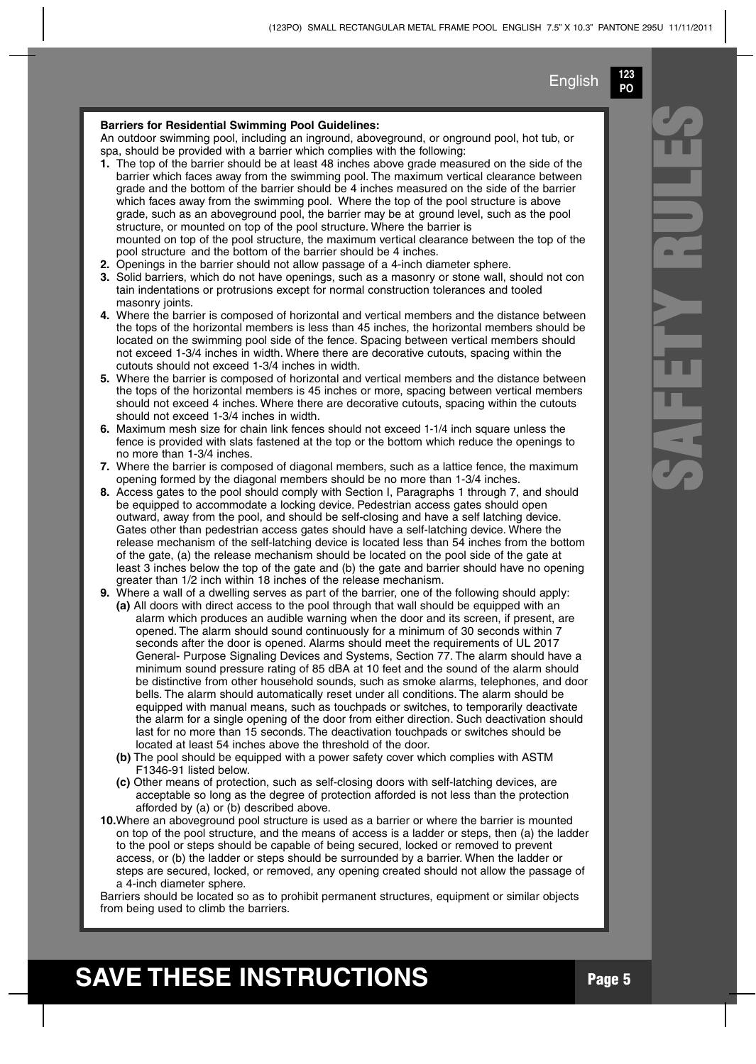**Barriers for Residential Swimming Pool Guidelines:**

An outdoor swimming pool, including an inground, aboveground, or onground pool, hot tub, or spa, should be provided with a barrier which complies with the following:

1. The top of the barrier should be at least 48 inches above grade measured on the side of the barrier which faces away from the swimming pool. The maximum vertical clearance between grade and the bottom of the barrier should be 4 inches measured on the side of the barrier which faces away from the swimming pool. Where the top of the pool structure is above grade, such as an aboveground pool, the barrier may be at ground level, such as the pool structure, or mounted on top of the pool structure. Where the barrier is mounted on top of the pool structure, the maximum vertical clearance between the top of the pool structure and the bottom of the barrier should be 4 inches.
2. Openings in the barrier should not allow passage of a 4-inch diameter sphere.
3. Solid barriers, which do not have openings, such as a masonry or stone wall, should not con tain indentations or protrusions except for normal construction tolerances and tooled masonry joints.
4. Where the barrier is composed of horizontal and vertical members and the distance between the tops of the horizontal members is less than 45 inches, the horizontal members should be located on the swimming pool side of the fence. Spacing between vertical members should not exceed 1-3/4 inches in width. Where there are decorative cutouts, spacing within the cutouts should not exceed 1-3/4 inches in width.
5. Where the barrier is composed of horizontal and vertical members and the distance between the tops of the horizontal members is 45 inches or more, spacing between vertical members should not exceed 4 inches. Where there are decorative cutouts, spacing within the cutouts should not exceed 1-3/4 inches in width.
6. Maximum mesh size for chain link fences should not exceed 1-1/4 inch square unless the fence is provided with slats fastened at the top or the bottom which reduce the openings to no more than 1-3/4 inches.
7. Where the barrier is composed of diagonal members, such as a lattice fence, the maximum opening formed by the diagonal members should be no more than 1-3/4 inches.
8. Access gates to the pool should comply with Section I, Paragraphs 1 through 7, and should be equipped to accommodate a locking device. Pedestrian access gates should open outward, away from the pool, and should be self-closing and have a self latching device. Gates other than pedestrian access gates should have a self-latching device. Where the release mechanism of the self-latching device is located less than 54 inches from the bottom of the gate, (a) the release mechanism should be located on the pool side of the gate at least 3 inches below the top of the gate and (b) the gate and barrier should have no opening greater than 1/2 inch within 18 inches of the release mechanism.
9. Where a wall of a dwelling serves as part of the barrier, one of the following should apply:
   - **(a)** All doors with direct access to the pool through that wall should be equipped with an alarm which produces an audible warning when the door and its screen, if present, are opened. The alarm should sound continuously for a minimum of 30 seconds within 7 seconds after the door is opened. Alarms should meet the requirements of UL 2017 General- Purpose Signaling Devices and Systems, Section 77. The alarm should have a minimum sound pressure rating of 85 dBA at 10 feet and the sound of the alarm should be distinctive from other household sounds, such as smoke alarms, telephones, and door bells. The alarm should automatically reset under all conditions. The alarm should be equipped with manual means, such as touchpads or switches, to temporarily deactivate the alarm for a single opening of the door from either direction. Such deactivation should last for no more than 15 seconds. The deactivation touchpads or switches should be located at least 54 inches above the threshold of the door.
   - **(b)** The pool should be equipped with a power safety cover which complies with ASTM F1346-91 listed below.
   - **(c)** Other means of protection, such as self-closing doors with self-latching devices, are acceptable so long as the degree of protection afforded is not less than the protection afforded by (a) or (b) described above.
10. Where an aboveground pool structure is used as a barrier or where the barrier is mounted on top of the pool structure, and the means of access is a ladder or steps, then (a) the ladder to the pool or steps should be capable of being secured, locked or removed to prevent access, or (b) the ladder or steps should be surrounded by a barrier. When the ladder or steps are secured, locked, or removed, any opening created should not allow the passage of a 4-inch diameter sphere.

Barriers should be located so as to prohibit permanent structures, equipment or similar objects from being used to climb the barriers.

# SAFETY RULES

# SAVE THESE INSTRUCTIONS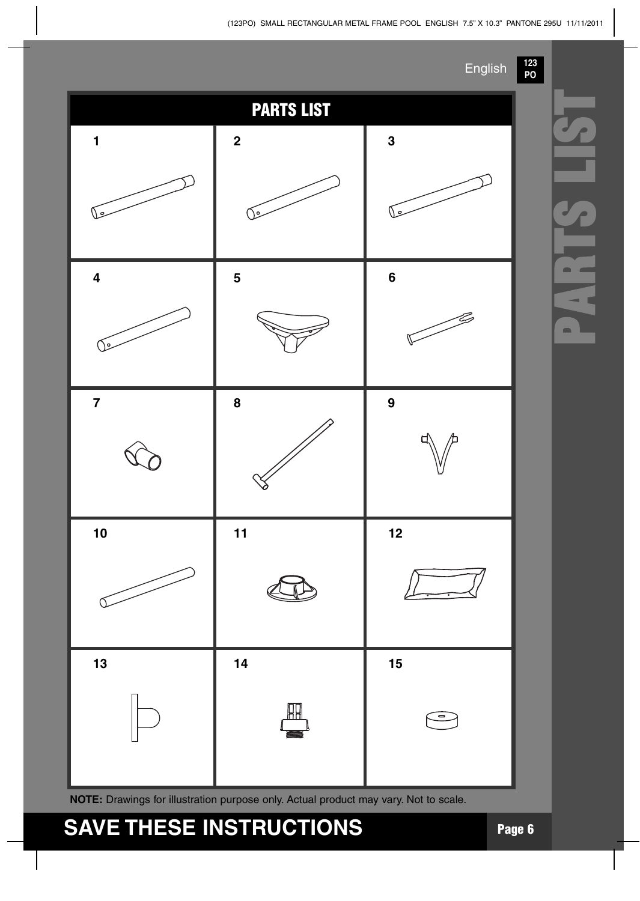# PARTS LIST

| 1 | 2 | 3 |
|---|---|---|
| 4 | 5 | 6 |
| 7 | 8 | 9 |
| 10 | 11 | 12 |
| 13 | 14 | 15 |

**NOTE:** Drawings for illustration purpose only. Actual product may vary. Not to scale.

## SAVE THESE INSTRUCTIONS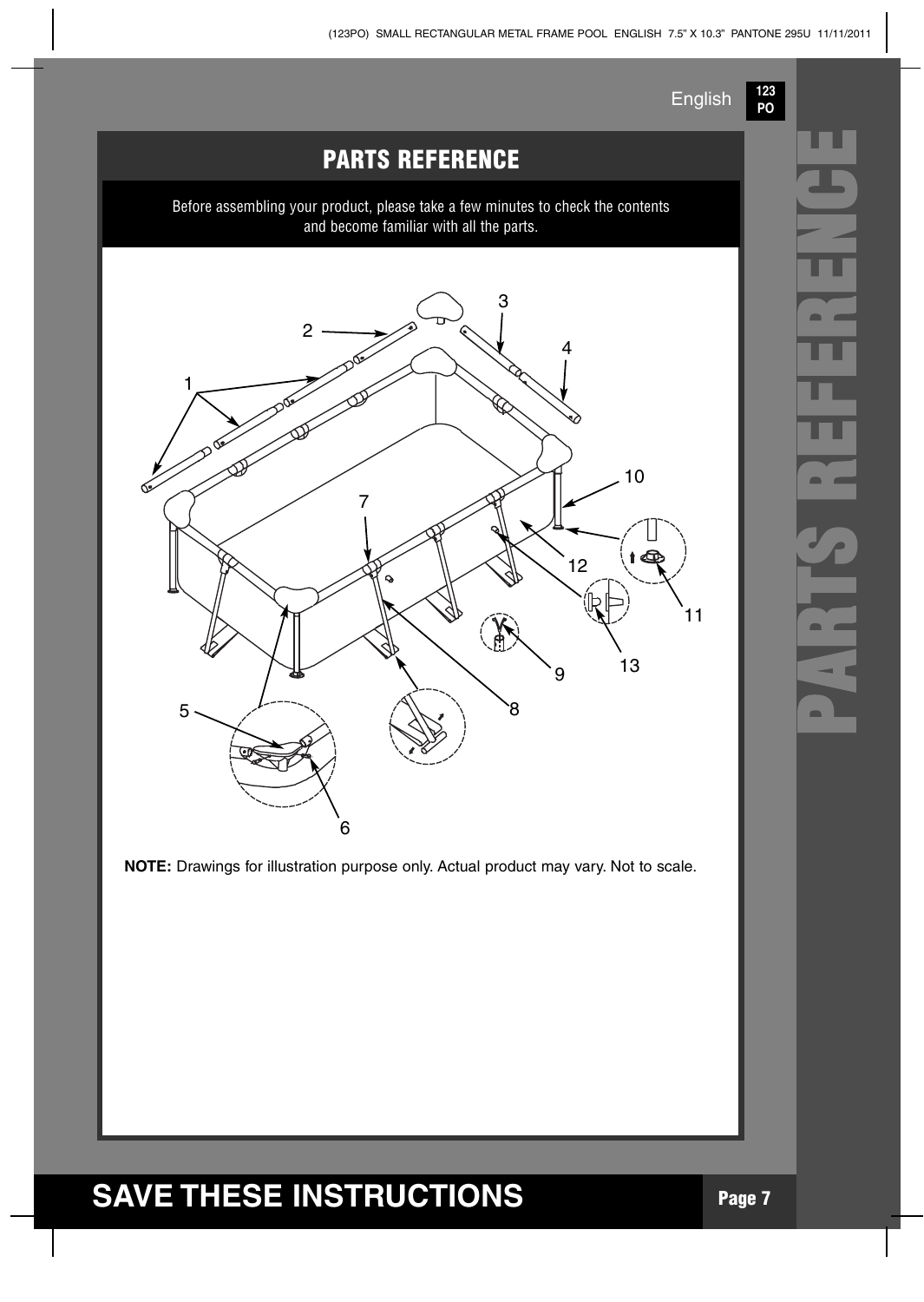## PARTS REFERENCE

Before assembling your product, please take a few minutes to check the contents and become familiar with all the parts.

**NOTE:** Drawings for illustration purpose only. Actual product may vary. Not to scale.

**SAVE THESE INSTRUCTIONS**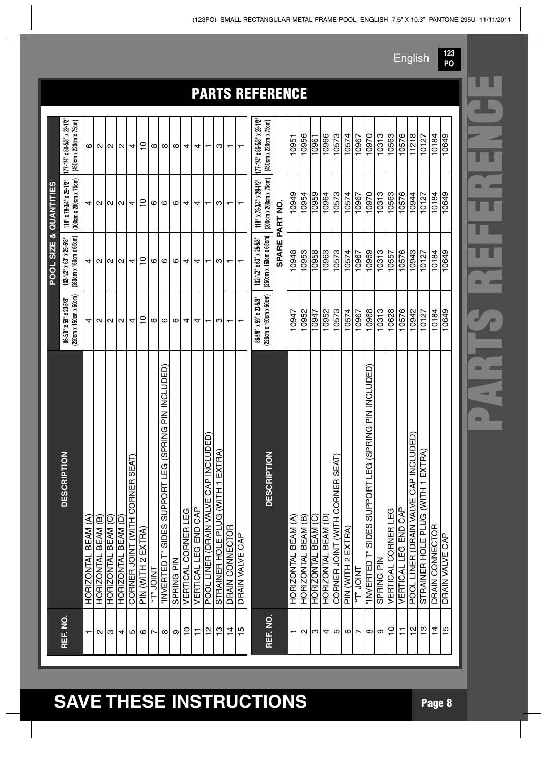## PARTS REFERENCE

| REF. NO. | DESCRIPTION | POOL SIZE & QUANTITIES | | | |
|---|---|---|---|---|---|
| | | 86-5/8" x 59" x 23-5/8" (220cm x 150cm x 60cm) | 102-1/2" x 63" x 25-5/8" (260cm x 160cm x 65cm) | 118" x 78-3/4" x 29-1/2" (300cm x 200cm x 75cm) | 177-1/4" x 86-5/8" x 29-1/2" (450cm x 220cm x 75cm) |
| 1 | HORIZONTAL BEAM (A) | 4 | 4 | 4 | 6 |
| 2 | HORIZONTAL BEAM (B) | 2 | 2 | 2 | 2 |
| 3 | HORIZONTAL BEAM (C) | 2 | 2 | 2 | 2 |
| 4 | HORIZONTAL BEAM (D) | 2 | 2 | 2 | 2 |
| 5 | CORNER JOINT (WITH CORNER SEAT) | 4 | 4 | 4 | 4 |
| 6 | PIN (WITH 2 EXTRA) | 10 | 10 | 10 | 10 |
| 7 | "T" JOINT | 6 | 6 | 6 | 8 |
| 8 | "INVERTED T" SIDES SUPPORT LEG (SPRING PIN INCLUDED) | 6 | 6 | 6 | 8 |
| 9 | SPRING PIN | 6 | 6 | 6 | 8 |
| 10 | VERTICAL CORNER LEG | 4 | 4 | 4 | 4 |
| 11 | VERTICAL LEG END CAP | 4 | 4 | 4 | 4 |
| 12 | POOL LINER (DRAIN VALVE CAP INCLUDED) | 1 | 1 | 1 | 1 |
| 13 | STRAINER HOLE PLUG (WITH 1 EXTRA) | 3 | 3 | 3 | 3 |
| 14 | DRAIN CONNECTOR | 1 | 1 | 1 | 1 |
| 15 | DRAIN VALVE CAP | 1 | 1 | 1 | 1 |

| REF. NO. | DESCRIPTION | 86-5/8" x 59" x 23-5/8" (220cm x 150cm x 60cm) | 102-1/2" x 63" x 25-5/8" (260cm x 160cm x 65cm) | 118" x 78-3/4" x 29-1/2" (300cm x 200cm x 75cm) | 177-1/4" x 86-5/8" x 29-1/2" (450cm x 220cm x 75cm) |
|---|---|---|---|---|---|
| | | SPARE PART NO. | | | |
| 1 | HORIZONTAL BEAM (A) | 10947 | 10948 | 10949 | 10951 |
| 2 | HORIZONTAL BEAM (B) | 10952 | 10953 | 10954 | 10956 |
| 3 | HORIZONTAL BEAM (C) | 10947 | 10958 | 10959 | 10961 |
| 4 | HORIZONTAL BEAM (D) | 10952 | 10963 | 10964 | 10966 |
| 5 | CORNER JOINT (WITH CORNER SEAT) | 10573 | 10573 | 10573 | 10573 |
| 6 | PIN (WITH 2 EXTRA) | 10574 | 10574 | 10574 | 10574 |
| 7 | "T" JOINT | 10967 | 10967 | 10967 | 10967 |
| 8 | "INVERTED T" SIDES SUPPORT LEG (SPRING PIN INCLUDED) | 10968 | 10969 | 10970 | 10970 |
| 9 | SPRING PIN | 10313 | 10313 | 10313 | 10313 |
| 10 | VERTICAL CORNER LEG | 10628 | 10557 | 10563 | 10563 |
| 11 | VERTICAL LEG END CAP | 10576 | 10576 | 10576 | 10576 |
| 12 | POOL LINER (DRAIN VALVE CAP INCLUDED) | 10942 | 10943 | 10944 | 11218 |
| 13 | STRAINER HOLE PLUG (WITH 1 EXTRA) | 10127 | 10127 | 10127 | 10127 |
| 14 | DRAIN CONNECTOR | 10184 | 10184 | 10184 | 10184 |
| 15 | DRAIN VALVE CAP | 10649 | 10649 | 10649 | 10649 |

**SAVE THESE INSTRUCTIONS**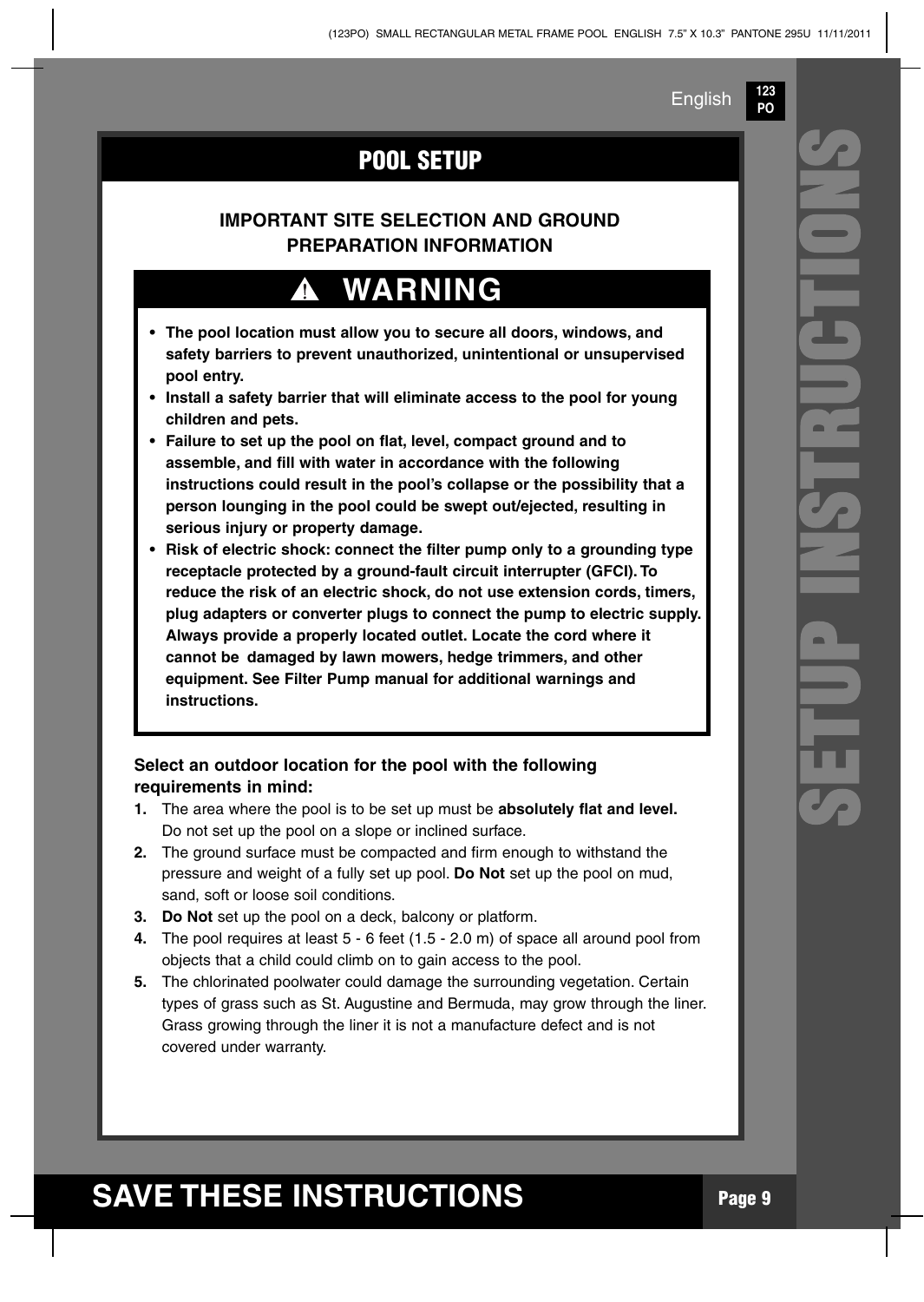## POOL SETUP

### IMPORTANT SITE SELECTION AND GROUND PREPARATION INFORMATION

### ⚠ WARNING

- **The pool location must allow you to secure all doors, windows, and safety barriers to prevent unauthorized, unintentional or unsupervised pool entry.**
- **Install a safety barrier that will eliminate access to the pool for young children and pets.**
- **Failure to set up the pool on flat, level, compact ground and to assemble, and fill with water in accordance with the following instructions could result in the pool's collapse or the possibility that a person lounging in the pool could be swept out/ejected, resulting in serious injury or property damage.**
- **Risk of electric shock: connect the filter pump only to a grounding type receptacle protected by a ground-fault circuit interrupter (GFCI). To reduce the risk of an electric shock, do not use extension cords, timers, plug adapters or converter plugs to connect the pump to electric supply. Always provide a properly located outlet. Locate the cord where it cannot be damaged by lawn mowers, hedge trimmers, and other equipment. See Filter Pump manual for additional warnings and instructions.**

**Select an outdoor location for the pool with the following requirements in mind:**

1. The area where the pool is to be set up must be **absolutely flat and level.** Do not set up the pool on a slope or inclined surface.
2. The ground surface must be compacted and firm enough to withstand the pressure and weight of a fully set up pool. **Do Not** set up the pool on mud, sand, soft or loose soil conditions.
3. **Do Not** set up the pool on a deck, balcony or platform.
4. The pool requires at least 5 - 6 feet (1.5 - 2.0 m) of space all around pool from objects that a child could climb on to gain access to the pool.
5. The chlorinated poolwater could damage the surrounding vegetation. Certain types of grass such as St. Augustine and Bermuda, may grow through the liner. Grass growing through the liner it is not a manufacture defect and is not covered under warranty.

**SAVE THESE INSTRUCTIONS**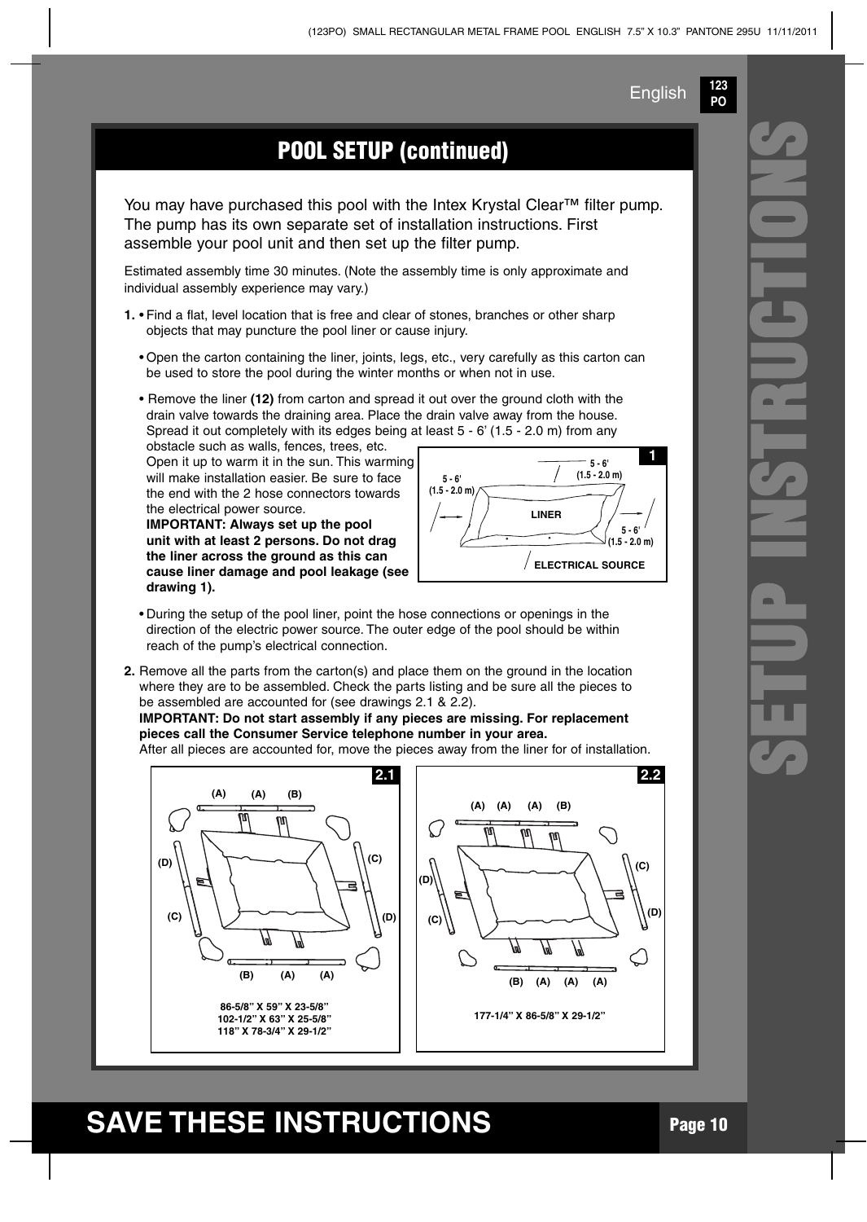## POOL SETUP (continued)

You may have purchased this pool with the Intex Krystal Clear™ filter pump. The pump has its own separate set of installation instructions. First assemble your pool unit and then set up the filter pump.

Estimated assembly time 30 minutes. (Note the assembly time is only approximate and individual assembly experience may vary.)

**1.** • Find a flat, level location that is free and clear of stones, branches or other sharp objects that may puncture the pool liner or cause injury.

- Open the carton containing the liner, joints, legs, etc., very carefully as this carton can be used to store the pool during the winter months or when not in use.
- Remove the liner **(12)** from carton and spread it out over the ground cloth with the drain valve towards the draining area. Place the drain valve away from the house. Spread it out completely with its edges being at least 5 - 6' (1.5 - 2.0 m) from any obstacle such as walls, fences, trees, etc. Open it up to warm it in the sun. This warming will make installation easier. Be sure to face the end with the 2 hose connectors towards the electrical power source.
  **IMPORTANT: Always set up the pool unit with at least 2 persons. Do not drag the liner across the ground as this can cause liner damage and pool leakage (see drawing 1).**

1

5 - 6' (1.5 - 2.0 m)

5 - 6' (1.5 - 2.0 m)

LINER

5 - 6' (1.5 - 2.0 m)

ELECTRICAL SOURCE

- During the setup of the pool liner, point the hose connections or openings in the direction of the electric power source. The outer edge of the pool should be within reach of the pump's electrical connection.

**2.** Remove all the parts from the carton(s) and place them on the ground in the location where they are to be assembled. Check the parts listing and be sure all the pieces to be assembled are accounted for (see drawings 2.1 & 2.2).
**IMPORTANT: Do not start assembly if any pieces are missing. For replacement pieces call the Consumer Service telephone number in your area.**
After all pieces are accounted for, move the pieces away from the liner for of installation.

2.1

(A) (A) (B) (D) (C) (C) (D) (B) (A) (A)

86-5/8" X 59" X 23-5/8"
102-1/2" X 63" X 25-5/8"
118" X 78-3/4" X 29-1/2"

2.2

(A) (A) (A) (B) (D) (C) (C) (D) (B) (A) (A) (A)

177-1/4" X 86-5/8" X 29-1/2"

# SAVE THESE INSTRUCTIONS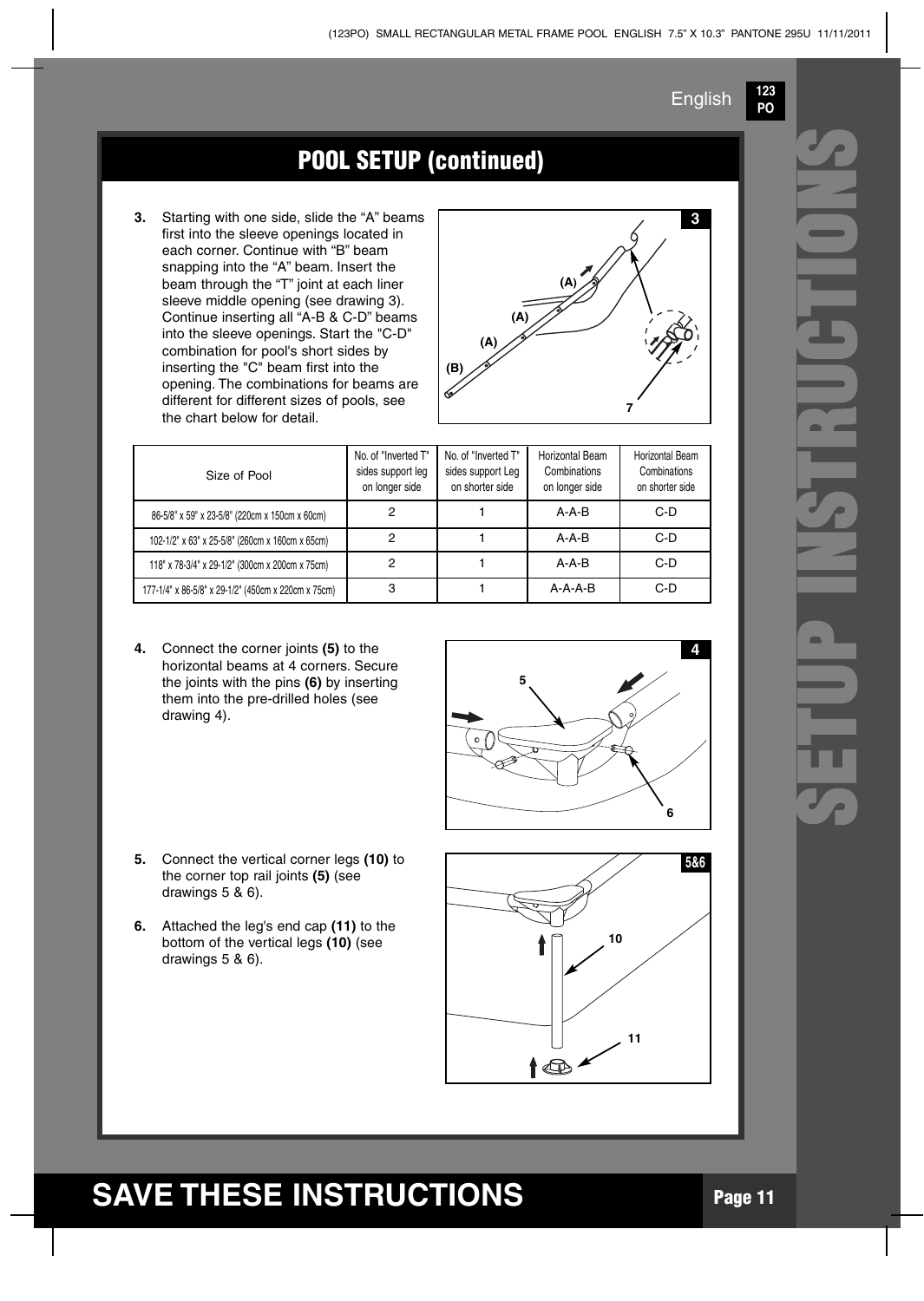## POOL SETUP (continued)

3. Starting with one side, slide the “A” beams first into the sleeve openings located in each corner. Continue with “B” beam snapping into the “A” beam. Insert the beam through the “T” joint at each liner sleeve middle opening (see drawing 3). Continue inserting all “A-B & C-D” beams into the sleeve openings. Start the "C-D" combination for pool's short sides by inserting the "C" beam first into the opening. The combinations for beams are different for different sizes of pools, see the chart below for detail.

| Size of Pool | No. of "Inverted T" sides support leg on longer side | No. of "Inverted T" sides support Leg on shorter side | Horizontal Beam Combinations on longer side | Horizontal Beam Combinations on shorter side |
|---|---|---|---|---|
| 86-5/8" x 59" x 23-5/8" (220cm x 150cm x 60cm) | 2 | 1 | A-A-B | C-D |
| 102-1/2" x 63" x 25-5/8" (260cm x 160cm x 65cm) | 2 | 1 | A-A-B | C-D |
| 118" x 78-3/4" x 29-1/2" (300cm x 200cm x 75cm) | 2 | 1 | A-A-B | C-D |
| 177-1/4" x 86-5/8" x 29-1/2" (450cm x 220cm x 75cm) | 3 | 1 | A-A-A-B | C-D |

4. Connect the corner joints **(5)** to the horizontal beams at 4 corners. Secure the joints with the pins **(6)** by inserting them into the pre-drilled holes (see drawing 4).

5. Connect the vertical corner legs **(10)** to the corner top rail joints **(5)** (see drawings 5 & 6).

6. Attached the leg's end cap **(11)** to the bottom of the vertical legs **(10)** (see drawings 5 & 6).

**SAVE THESE INSTRUCTIONS**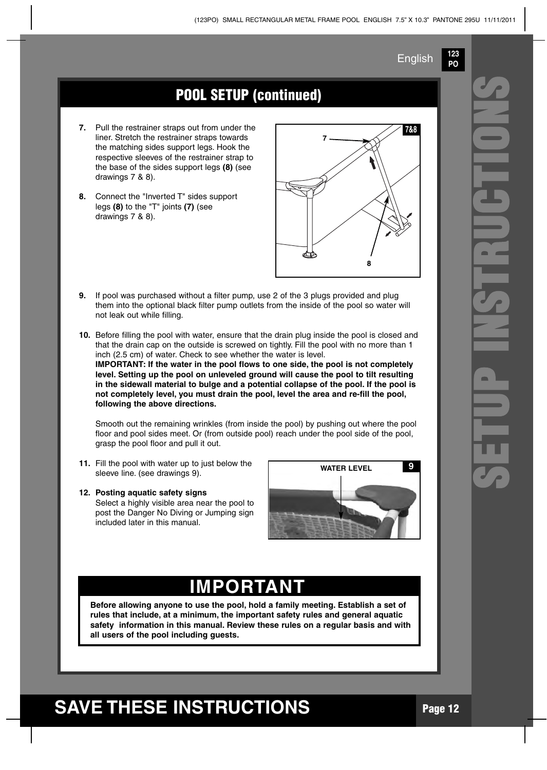## POOL SETUP (continued)

7. Pull the restrainer straps out from under the liner. Stretch the restrainer straps towards the matching sides support legs. Hook the respective sleeves of the restrainer strap to the base of the sides support legs **(8)** (see drawings 7 & 8).

8. Connect the "Inverted T" sides support legs **(8)** to the "T" joints **(7)** (see drawings 7 & 8).

9. If pool was purchased without a filter pump, use 2 of the 3 plugs provided and plug them into the optional black filter pump outlets from the inside of the pool so water will not leak out while filling.

10. Before filling the pool with water, ensure that the drain plug inside the pool is closed and that the drain cap on the outside is screwed on tightly. Fill the pool with no more than 1 inch (2.5 cm) of water. Check to see whether the water is level.
**IMPORTANT: If the water in the pool flows to one side, the pool is not completely level. Setting up the pool on unleveled ground will cause the pool to tilt resulting in the sidewall material to bulge and a potential collapse of the pool. If the pool is not completely level, you must drain the pool, level the area and re-fill the pool, following the above directions.**

    Smooth out the remaining wrinkles (from inside the pool) by pushing out where the pool floor and pool sides meet. Or (from outside pool) reach under the pool side of the pool, grasp the pool floor and pull it out.

11. Fill the pool with water up to just below the sleeve line. (see drawings 9).

12. **Posting aquatic safety signs**
Select a highly visible area near the pool to post the Danger No Diving or Jumping sign included later in this manual.

## IMPORTANT

**Before allowing anyone to use the pool, hold a family meeting. Establish a set of rules that include, at a minimum, the important safety rules and general aquatic safety information in this manual. Review these rules on a regular basis and with all users of the pool including guests.**

## SAVE THESE INSTRUCTIONS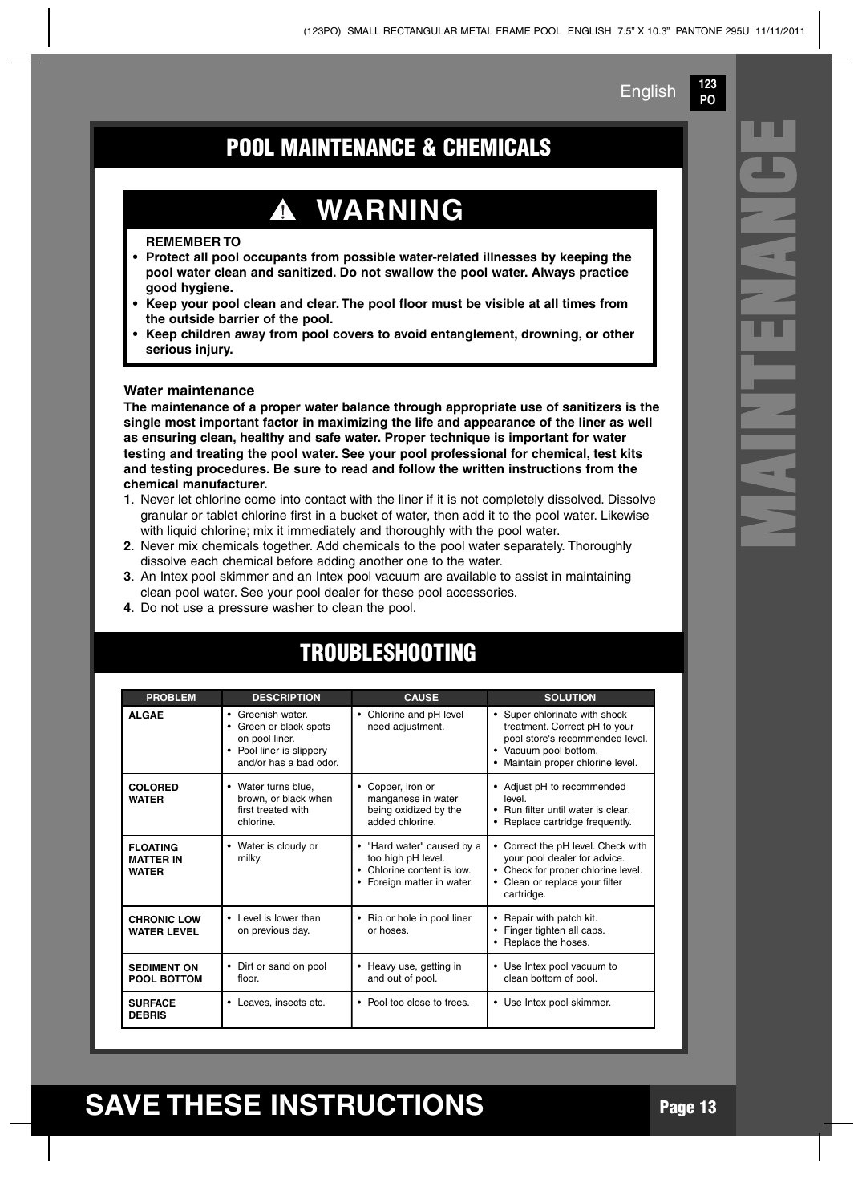## POOL MAINTENANCE & CHEMICALS

### ⚠ WARNING

**REMEMBER TO**

- **Protect all pool occupants from possible water-related illnesses by keeping the pool water clean and sanitized. Do not swallow the pool water. Always practice good hygiene.**
- **Keep your pool clean and clear. The pool floor must be visible at all times from the outside barrier of the pool.**
- **Keep children away from pool covers to avoid entanglement, drowning, or other serious injury.**

**Water maintenance**

**The maintenance of a proper water balance through appropriate use of sanitizers is the single most important factor in maximizing the life and appearance of the liner as well as ensuring clean, healthy and safe water. Proper technique is important for water testing and treating the pool water. See your pool professional for chemical, test kits and testing procedures. Be sure to read and follow the written instructions from the chemical manufacturer.**

**1**. Never let chlorine come into contact with the liner if it is not completely dissolved. Dissolve granular or tablet chlorine first in a bucket of water, then add it to the pool water. Likewise with liquid chlorine; mix it immediately and thoroughly with the pool water.

**2**. Never mix chemicals together. Add chemicals to the pool water separately. Thoroughly dissolve each chemical before adding another one to the water.

**3**. An Intex pool skimmer and an Intex pool vacuum are available to assist in maintaining clean pool water. See your pool dealer for these pool accessories.

**4**. Do not use a pressure washer to clean the pool.

## TROUBLESHOOTING

| PROBLEM | DESCRIPTION | CAUSE | SOLUTION |
|---|---|---|---|
| **ALGAE** | • Greenish water.<br>• Green or black spots on pool liner.<br>• Pool liner is slippery and/or has a bad odor. | • Chlorine and pH level need adjustment. | • Super chlorinate with shock treatment. Correct pH to your pool store's recommended level.<br>• Vacuum pool bottom.<br>• Maintain proper chlorine level. |
| **COLORED WATER** | • Water turns blue, brown, or black when first treated with chlorine. | • Copper, iron or manganese in water being oxidized by the added chlorine. | • Adjust pH to recommended level.<br>• Run filter until water is clear.<br>• Replace cartridge frequently. |
| **FLOATING MATTER IN WATER** | • Water is cloudy or milky. | • "Hard water" caused by a too high pH level.<br>• Chlorine content is low.<br>• Foreign matter in water. | • Correct the pH level. Check with your pool dealer for advice.<br>• Check for proper chlorine level.<br>• Clean or replace your filter cartridge. |
| **CHRONIC LOW WATER LEVEL** | • Level is lower than on previous day. | • Rip or hole in pool liner or hoses. | • Repair with patch kit.<br>• Finger tighten all caps.<br>• Replace the hoses. |
| **SEDIMENT ON POOL BOTTOM** | • Dirt or sand on pool floor. | • Heavy use, getting in and out of pool. | • Use Intex pool vacuum to clean bottom of pool. |
| **SURFACE DEBRIS** | • Leaves, insects etc. | • Pool too close to trees. | • Use Intex pool skimmer. |

**SAVE THESE INSTRUCTIONS**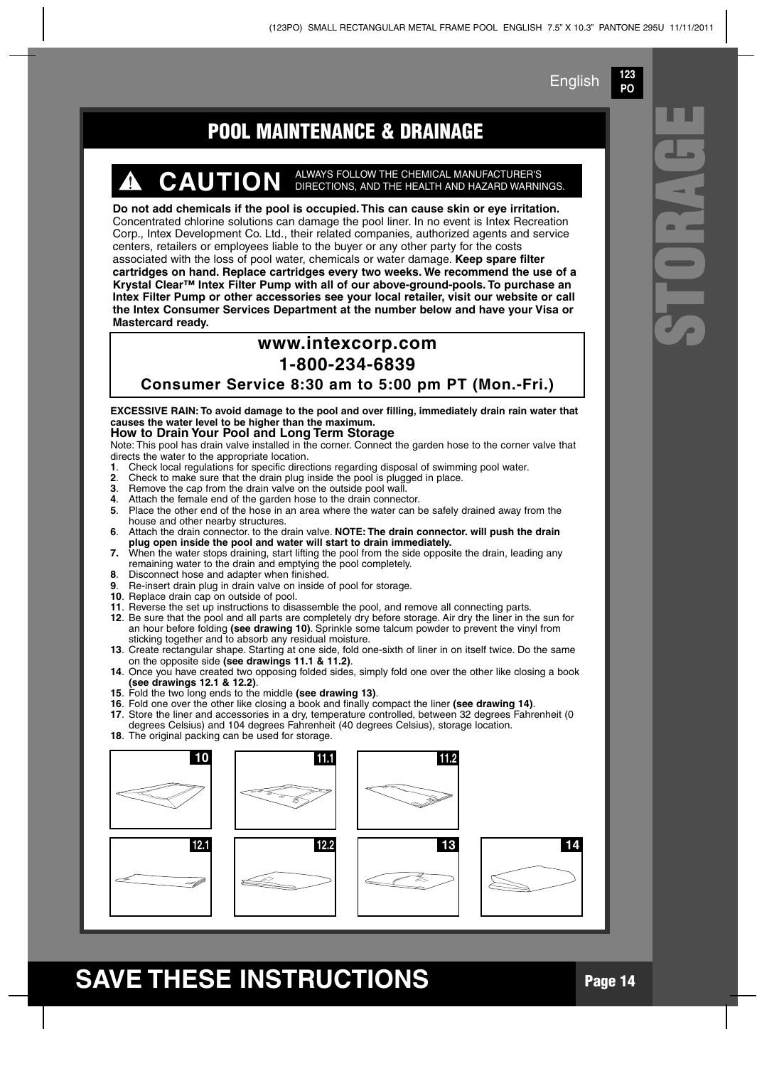## POOL MAINTENANCE & DRAINAGE

**⚠ CAUTION** ALWAYS FOLLOW THE CHEMICAL MANUFACTURER'S DIRECTIONS, AND THE HEALTH AND HAZARD WARNINGS.

**Do not add chemicals if the pool is occupied. This can cause skin or eye irritation.** Concentrated chlorine solutions can damage the pool liner. In no event is Intex Recreation Corp., Intex Development Co. Ltd., their related companies, authorized agents and service centers, retailers or employees liable to the buyer or any other party for the costs associated with the loss of pool water, chemicals or water damage. **Keep spare filter cartridges on hand. Replace cartridges every two weeks. We recommend the use of a Krystal Clear™ Intex Filter Pump with all of our above-ground-pools. To purchase an Intex Filter Pump or other accessories see your local retailer, visit our website or call the Intex Consumer Services Department at the number below and have your Visa or Mastercard ready.**

**www.intexcorp.com**
**1-800-234-6839**
**Consumer Service 8:30 am to 5:00 pm PT (Mon.-Fri.)**

**EXCESSIVE RAIN: To avoid damage to the pool and over filling, immediately drain rain water that causes the water level to be higher than the maximum.**

### How to Drain Your Pool and Long Term Storage

Note: This pool has drain valve installed in the corner. Connect the garden hose to the corner valve that directs the water to the appropriate location.

1. Check local regulations for specific directions regarding disposal of swimming pool water.
2. Check to make sure that the drain plug inside the pool is plugged in place.
3. Remove the cap from the drain valve on the outside pool wall.
4. Attach the female end of the garden hose to the drain connector.
5. Place the other end of the hose in an area where the water can be safely drained away from the house and other nearby structures.
6. Attach the drain connector. to the drain valve. **NOTE: The drain connector. will push the drain plug open inside the pool and water will start to drain immediately.**
7. When the water stops draining, start lifting the pool from the side opposite the drain, leading any remaining water to the drain and emptying the pool completely.
8. Disconnect hose and adapter when finished.
9. Re-insert drain plug in drain valve on inside of pool for storage.
10. Replace drain cap on outside of pool.
11. Reverse the set up instructions to disassemble the pool, and remove all connecting parts.
12. Be sure that the pool and all parts are completely dry before storage. Air dry the liner in the sun for an hour before folding **(see drawing 10)**. Sprinkle some talcum powder to prevent the vinyl from sticking together and to absorb any residual moisture.
13. Create rectangular shape. Starting at one side, fold one-sixth of liner in on itself twice. Do the same on the opposite side **(see drawings 11.1 & 11.2)**.
14. Once you have created two opposing folded sides, simply fold one over the other like closing a book **(see drawings 12.1 & 12.2)**.
15. Fold the two long ends to the middle **(see drawing 13)**.
16. Fold one over the other like closing a book and finally compact the liner **(see drawing 14)**.
17. Store the liner and accessories in a dry, temperature controlled, between 32 degrees Fahrenheit (0 degrees Celsius) and 104 degrees Fahrenheit (40 degrees Celsius), storage location.
18. The original packing can be used for storage.

10 11.1 11.2 12.1 12.2 13 14

**SAVE THESE INSTRUCTIONS**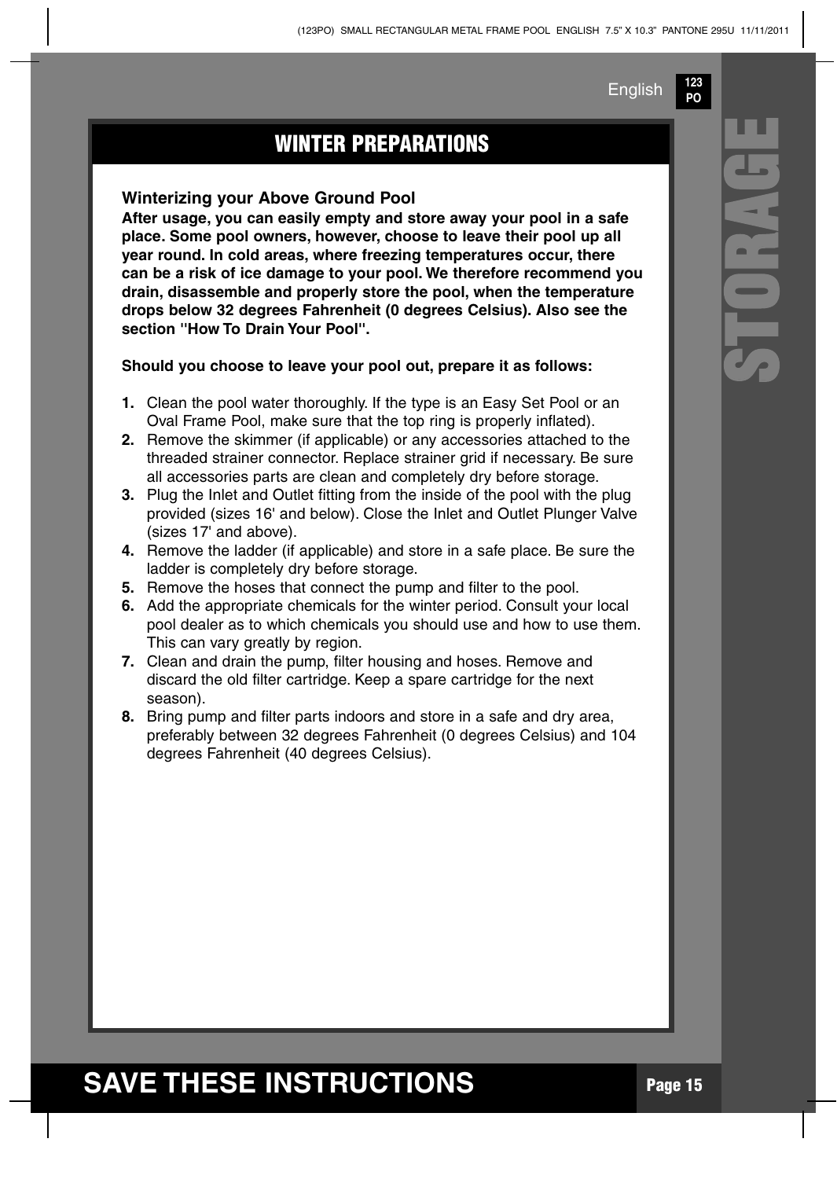# WINTER PREPARATIONS

### Winterizing your Above Ground Pool

**After usage, you can easily empty and store away your pool in a safe place. Some pool owners, however, choose to leave their pool up all year round. In cold areas, where freezing temperatures occur, there can be a risk of ice damage to your pool. We therefore recommend you drain, disassemble and properly store the pool, when the temperature drops below 32 degrees Fahrenheit (0 degrees Celsius). Also see the section "How To Drain Your Pool".**

**Should you choose to leave your pool out, prepare it as follows:**

1. Clean the pool water thoroughly. If the type is an Easy Set Pool or an Oval Frame Pool, make sure that the top ring is properly inflated).
2. Remove the skimmer (if applicable) or any accessories attached to the threaded strainer connector. Replace strainer grid if necessary. Be sure all accessories parts are clean and completely dry before storage.
3. Plug the Inlet and Outlet fitting from the inside of the pool with the plug provided (sizes 16' and below). Close the Inlet and Outlet Plunger Valve (sizes 17' and above).
4. Remove the ladder (if applicable) and store in a safe place. Be sure the ladder is completely dry before storage.
5. Remove the hoses that connect the pump and filter to the pool.
6. Add the appropriate chemicals for the winter period. Consult your local pool dealer as to which chemicals you should use and how to use them. This can vary greatly by region.
7. Clean and drain the pump, filter housing and hoses. Remove and discard the old filter cartridge. Keep a spare cartridge for the next season).
8. Bring pump and filter parts indoors and store in a safe and dry area, preferably between 32 degrees Fahrenheit (0 degrees Celsius) and 104 degrees Fahrenheit (40 degrees Celsius).

**SAVE THESE INSTRUCTIONS**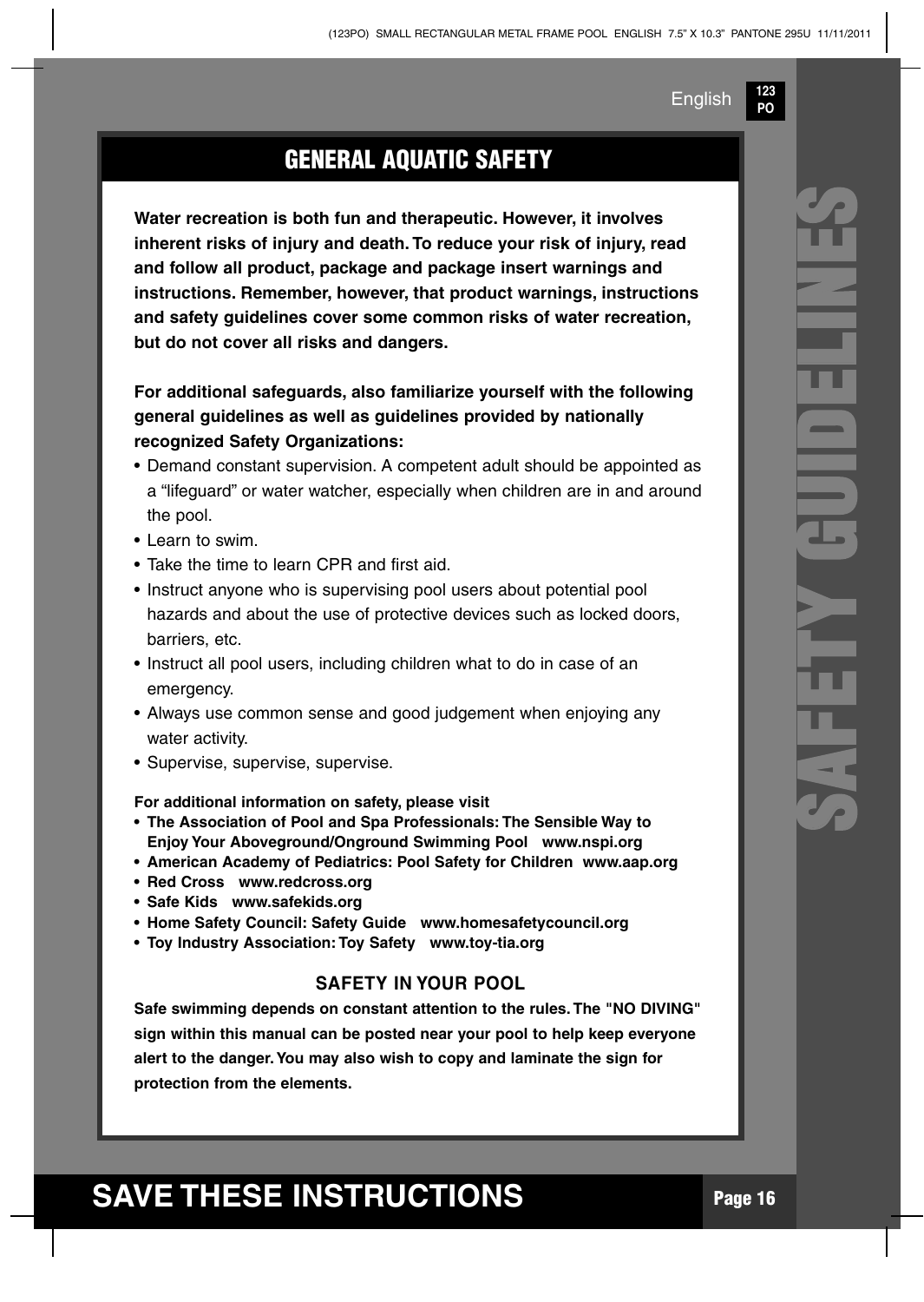## GENERAL AQUATIC SAFETY

**Water recreation is both fun and therapeutic. However, it involves inherent risks of injury and death. To reduce your risk of injury, read and follow all product, package and package insert warnings and instructions. Remember, however, that product warnings, instructions and safety guidelines cover some common risks of water recreation, but do not cover all risks and dangers.**

**For additional safeguards, also familiarize yourself with the following general guidelines as well as guidelines provided by nationally recognized Safety Organizations:**

- Demand constant supervision. A competent adult should be appointed as a "lifeguard" or water watcher, especially when children are in and around the pool.
- Learn to swim.
- Take the time to learn CPR and first aid.
- Instruct anyone who is supervising pool users about potential pool hazards and about the use of protective devices such as locked doors, barriers, etc.
- Instruct all pool users, including children what to do in case of an emergency.
- Always use common sense and good judgement when enjoying any water activity.
- Supervise, supervise, supervise.

**For additional information on safety, please visit**

- **The Association of Pool and Spa Professionals: The Sensible Way to Enjoy Your Aboveground/Onground Swimming Pool www.nspi.org**
- **American Academy of Pediatrics: Pool Safety for Children www.aap.org**
- **Red Cross www.redcross.org**
- **Safe Kids www.safekids.org**
- **Home Safety Council: Safety Guide www.homesafetycouncil.org**
- **Toy Industry Association: Toy Safety www.toy-tia.org**

### SAFETY IN YOUR POOL

**Safe swimming depends on constant attention to the rules. The "NO DIVING" sign within this manual can be posted near your pool to help keep everyone alert to the danger. You may also wish to copy and laminate the sign for protection from the elements.**

# SAFETY GUIDELINES

## SAVE THESE INSTRUCTIONS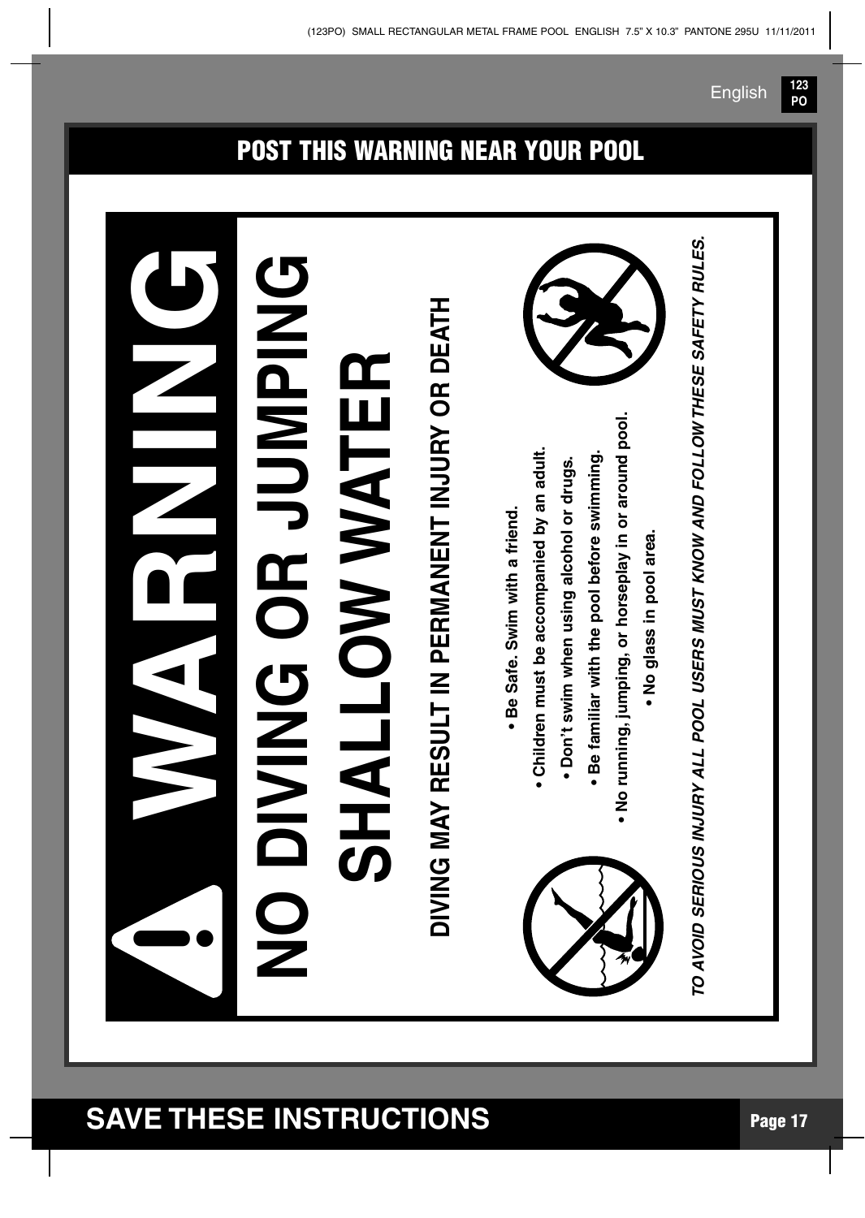## POST THIS WARNING NEAR YOUR POOL

# ⚠ WARNING

# NO DIVING OR JUMPING SHALLOW WATER

**DIVING MAY RESULT IN PERMANENT INJURY OR DEATH**

- **Be Safe. Swim with a friend.**
- **Children must be accompanied by an adult.**
- **Don't swim when using alcohol or drugs.**
- **Be familiar with the pool before swimming.**
- **No running, jumping, or horseplay in or around pool.**
- **No glass in pool area.**

***TO AVOID SERIOUS INJURY ALL POOL USERS MUST KNOW AND FOLLOW THESE SAFETY RULES.***

## SAVE THESE INSTRUCTIONS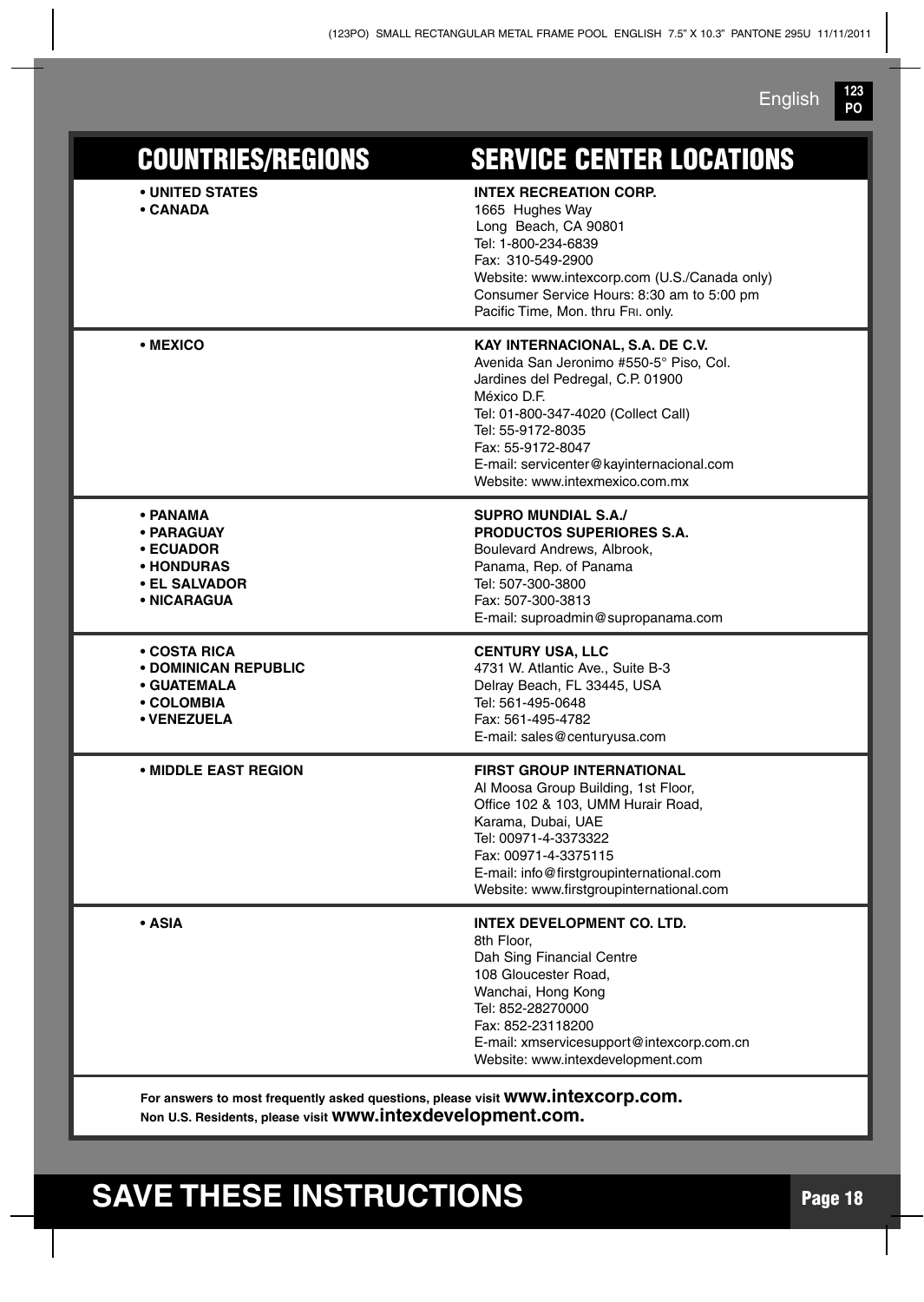| COUNTRIES/REGIONS | SERVICE CENTER LOCATIONS |
| --- | --- |
| **• UNITED STATES**<br>**• CANADA** | **INTEX RECREATION CORP.**<br>1665 Hughes Way<br>Long Beach, CA 90801<br>Tel: 1-800-234-6839<br>Fax: 310-549-2900<br>Website: www.intexcorp.com (U.S./Canada only)<br>Consumer Service Hours: 8:30 am to 5:00 pm<br>Pacific Time, Mon. thru Fri. only. |
| **• MEXICO** | **KAY INTERNACIONAL, S.A. DE C.V.**<br>Avenida San Jeronimo #550-5° Piso, Col.<br>Jardines del Pedregal, C.P. 01900<br>México D.F.<br>Tel: 01-800-347-4020 (Collect Call)<br>Tel: 55-9172-8035<br>Fax: 55-9172-8047<br>E-mail: servicenter@kayinternacional.com<br>Website: www.intexmexico.com.mx |
| **• PANAMA**<br>**• PARAGUAY**<br>**• ECUADOR**<br>**• HONDURAS**<br>**• EL SALVADOR**<br>**• NICARAGUA** | **SUPRO MUNDIAL S.A./**<br>**PRODUCTOS SUPERIORES S.A.**<br>Boulevard Andrews, Albrook,<br>Panama, Rep. of Panama<br>Tel: 507-300-3800<br>Fax: 507-300-3813<br>E-mail: suproadmin@supropanama.com |
| **• COSTA RICA**<br>**• DOMINICAN REPUBLIC**<br>**• GUATEMALA**<br>**• COLOMBIA**<br>**• VENEZUELA** | **CENTURY USA, LLC**<br>4731 W. Atlantic Ave., Suite B-3<br>Delray Beach, FL 33445, USA<br>Tel: 561-495-0648<br>Fax: 561-495-4782<br>E-mail: sales@centuryusa.com |
| **• MIDDLE EAST REGION** | **FIRST GROUP INTERNATIONAL**<br>Al Moosa Group Building, 1st Floor,<br>Office 102 & 103, UMM Hurair Road,<br>Karama, Dubai, UAE<br>Tel: 00971-4-3373322<br>Fax: 00971-4-3375115<br>E-mail: info@firstgroupinternational.com<br>Website: www.firstgroupinternational.com |
| **• ASIA** | **INTEX DEVELOPMENT CO. LTD.**<br>8th Floor,<br>Dah Sing Financial Centre<br>108 Gloucester Road,<br>Wanchai, Hong Kong<br>Tel: 852-28270000<br>Fax: 852-23118200<br>E-mail: xmservicesupport@intexcorp.com.cn<br>Website: www.intexdevelopment.com |

**For answers to most frequently asked questions, please visit www.intexcorp.com.**
**Non U.S. Residents, please visit www.intexdevelopment.com.**

# SAVE THESE INSTRUCTIONS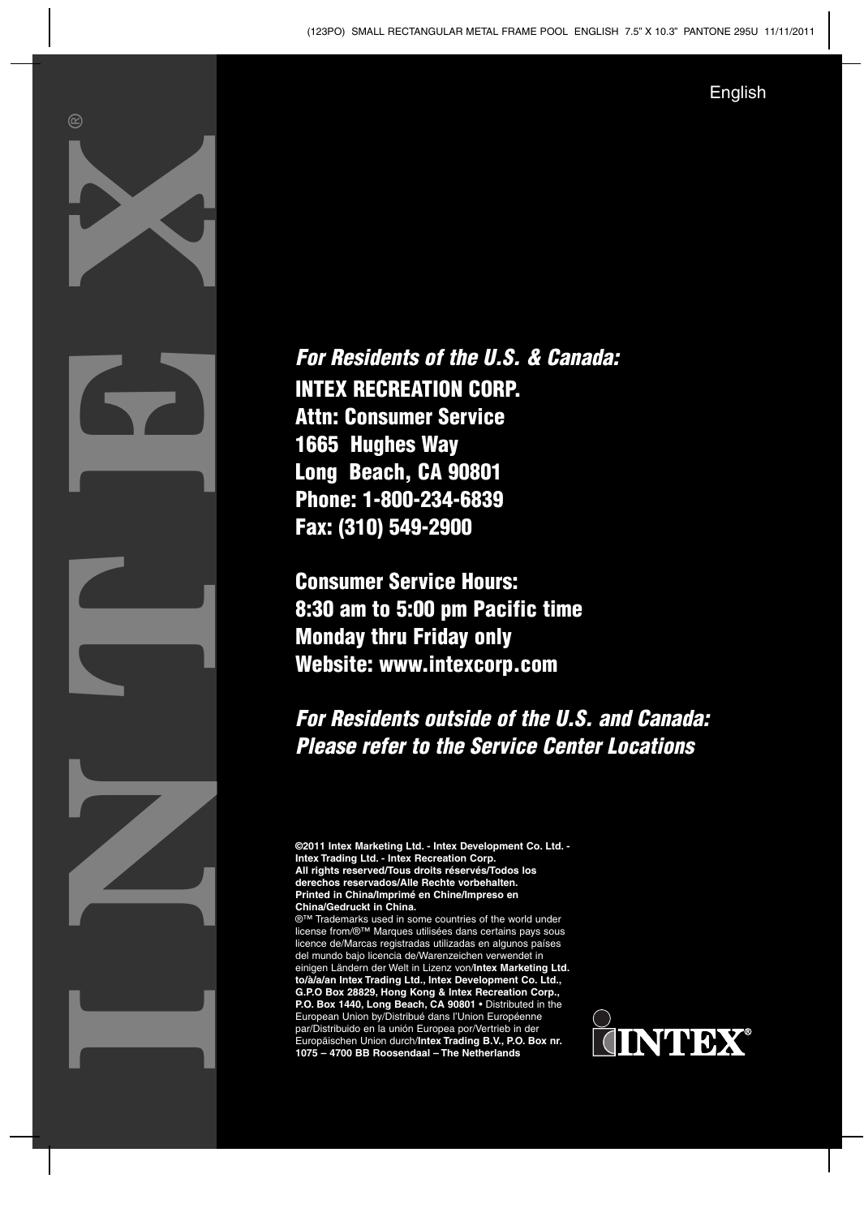English

***For Residents of the U.S. & Canada:***

**INTEX RECREATION CORP.**
**Attn: Consumer Service**
**1665 Hughes Way**
**Long Beach, CA 90801**
**Phone: 1-800-234-6839**
**Fax: (310) 549-2900**

**Consumer Service Hours:**
**8:30 am to 5:00 pm Pacific time**
**Monday thru Friday only**
**Website: www.intexcorp.com**

***For Residents outside of the U.S. and Canada:***
***Please refer to the Service Center Locations***

**©2011 Intex Marketing Ltd. - Intex Development Co. Ltd. - Intex Trading Ltd. - Intex Recreation Corp.**
**All rights reserved/Tous droits réservés/Todos los derechos reservados/Alle Rechte vorbehalten.**
**Printed in China/Imprimé en Chine/Impreso en China/Gedruckt in China.**
®™ Trademarks used in some countries of the world under license from/®™ Marques utilisées dans certains pays sous licence de/Marcas registradas utilizadas en algunos países del mundo bajo licencia de/Warenzeichen verwendet in einigen Ländern der Welt in Lizenz von/**Intex Marketing Ltd. to/à/a/an Intex Trading Ltd., Intex Development Co. Ltd., G.P.O Box 28829, Hong Kong & Intex Recreation Corp., P.O. Box 1440, Long Beach, CA 90801** • Distributed in the European Union by/Distribué dans l'Union Européenne par/Distribuido en la unión Europea por/Vertrieb in der Europäischen Union durch/**Intex Trading B.V., P.O. Box nr. 1075 – 4700 BB Roosendaal – The Netherlands**

INTEX®